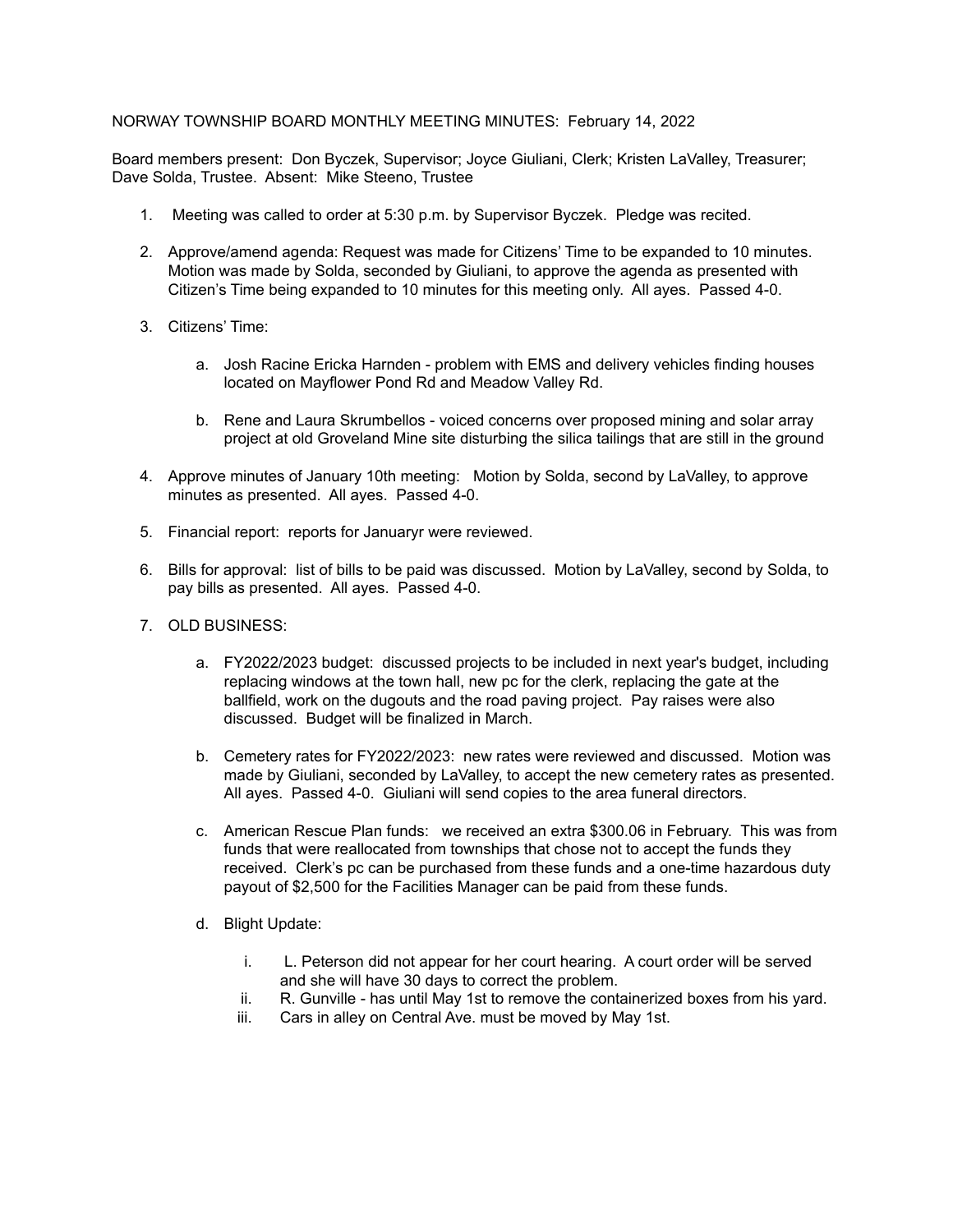NORWAY TOWNSHIP BOARD MONTHLY MEETING MINUTES: February 14, 2022

Board members present: Don Byczek, Supervisor; Joyce Giuliani, Clerk; Kristen LaValley, Treasurer; Dave Solda, Trustee. Absent: Mike Steeno, Trustee

1. Meeting was called to order at 5:30 p.m. by Supervisor Byczek. Pledge was recited.

2. Approve/amend agenda: Request was made for Citizens' Time to be expanded to 10 minutes. Motion was made by Solda, seconded by Giuliani, to approve the agenda as presented with Citizen's Time being expanded to 10 minutes for this meeting only. All ayes. Passed 4-0.

3. Citizens' Time:

   a. Josh Racine Ericka Harnden - problem with EMS and delivery vehicles finding houses located on Mayflower Pond Rd and Meadow Valley Rd.

   b. Rene and Laura Skrumbellos - voiced concerns over proposed mining and solar array project at old Groveland Mine site disturbing the silica tailings that are still in the ground

4. Approve minutes of January 10th meeting: Motion by Solda, second by LaValley, to approve minutes as presented. All ayes. Passed 4-0.

5. Financial report: reports for Januaryr were reviewed.

6. Bills for approval: list of bills to be paid was discussed. Motion by LaValley, second by Solda, to pay bills as presented. All ayes. Passed 4-0.

7. OLD BUSINESS:

   a. FY2022/2023 budget: discussed projects to be included in next year's budget, including replacing windows at the town hall, new pc for the clerk, replacing the gate at the ballfield, work on the dugouts and the road paving project. Pay raises were also discussed. Budget will be finalized in March.

   b. Cemetery rates for FY2022/2023: new rates were reviewed and discussed. Motion was made by Giuliani, seconded by LaValley, to accept the new cemetery rates as presented. All ayes. Passed 4-0. Giuliani will send copies to the area funeral directors.

   c. American Rescue Plan funds: we received an extra $300.06 in February. This was from funds that were reallocated from townships that chose not to accept the funds they received. Clerk's pc can be purchased from these funds and a one-time hazardous duty payout of $2,500 for the Facilities Manager can be paid from these funds.

   d. Blight Update:

      i. L. Peterson did not appear for her court hearing. A court order will be served and she will have 30 days to correct the problem.
      ii. R. Gunville - has until May 1st to remove the containerized boxes from his yard.
      iii. Cars in alley on Central Ave. must be moved by May 1st.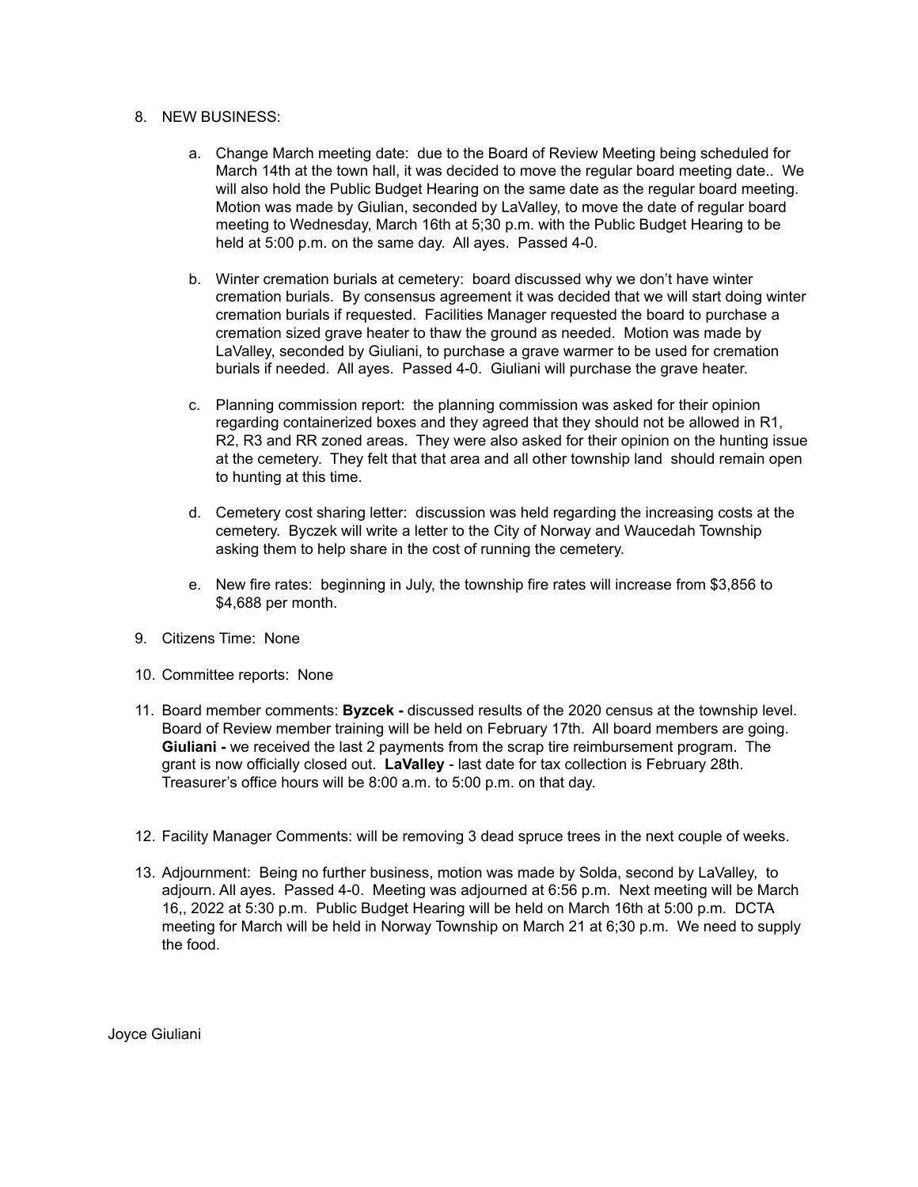8. NEW BUSINESS:

   a. Change March meeting date: due to the Board of Review Meeting being scheduled for March 14th at the town hall, it was decided to move the regular board meeting date.. We will also hold the Public Budget Hearing on the same date as the regular board meeting. Motion was made by Giulian, seconded by LaValley, to move the date of regular board meeting to Wednesday, March 16th at 5;30 p.m. with the Public Budget Hearing to be held at 5:00 p.m. on the same day. All ayes. Passed 4-0.

   b. Winter cremation burials at cemetery: board discussed why we don't have winter cremation burials. By consensus agreement it was decided that we will start doing winter cremation burials if requested. Facilities Manager requested the board to purchase a cremation sized grave heater to thaw the ground as needed. Motion was made by LaValley, seconded by Giuliani, to purchase a grave warmer to be used for cremation burials if needed. All ayes. Passed 4-0. Giuliani will purchase the grave heater.

   c. Planning commission report: the planning commission was asked for their opinion regarding containerized boxes and they agreed that they should not be allowed in R1, R2, R3 and RR zoned areas. They were also asked for their opinion on the hunting issue at the cemetery. They felt that that area and all other township land should remain open to hunting at this time.

   d. Cemetery cost sharing letter: discussion was held regarding the increasing costs at the cemetery. Byczek will write a letter to the City of Norway and Waucedah Township asking them to help share in the cost of running the cemetery.

   e. New fire rates: beginning in July, the township fire rates will increase from $3,856 to $4,688 per month.

9. Citizens Time: None

10. Committee reports: None

11. Board member comments: **Byzcek -** discussed results of the 2020 census at the township level. Board of Review member training will be held on February 17th. All board members are going. **Giuliani -** we received the last 2 payments from the scrap tire reimbursement program. The grant is now officially closed out. **LaValley** - last date for tax collection is February 28th. Treasurer's office hours will be 8:00 a.m. to 5:00 p.m. on that day.

12. Facility Manager Comments: will be removing 3 dead spruce trees in the next couple of weeks.

13. Adjournment: Being no further business, motion was made by Solda, second by LaValley, to adjourn. All ayes. Passed 4-0. Meeting was adjourned at 6:56 p.m. Next meeting will be March 16,, 2022 at 5:30 p.m. Public Budget Hearing will be held on March 16th at 5:00 p.m. DCTA meeting for March will be held in Norway Township on March 21 at 6;30 p.m. We need to supply the food.

Joyce Giuliani